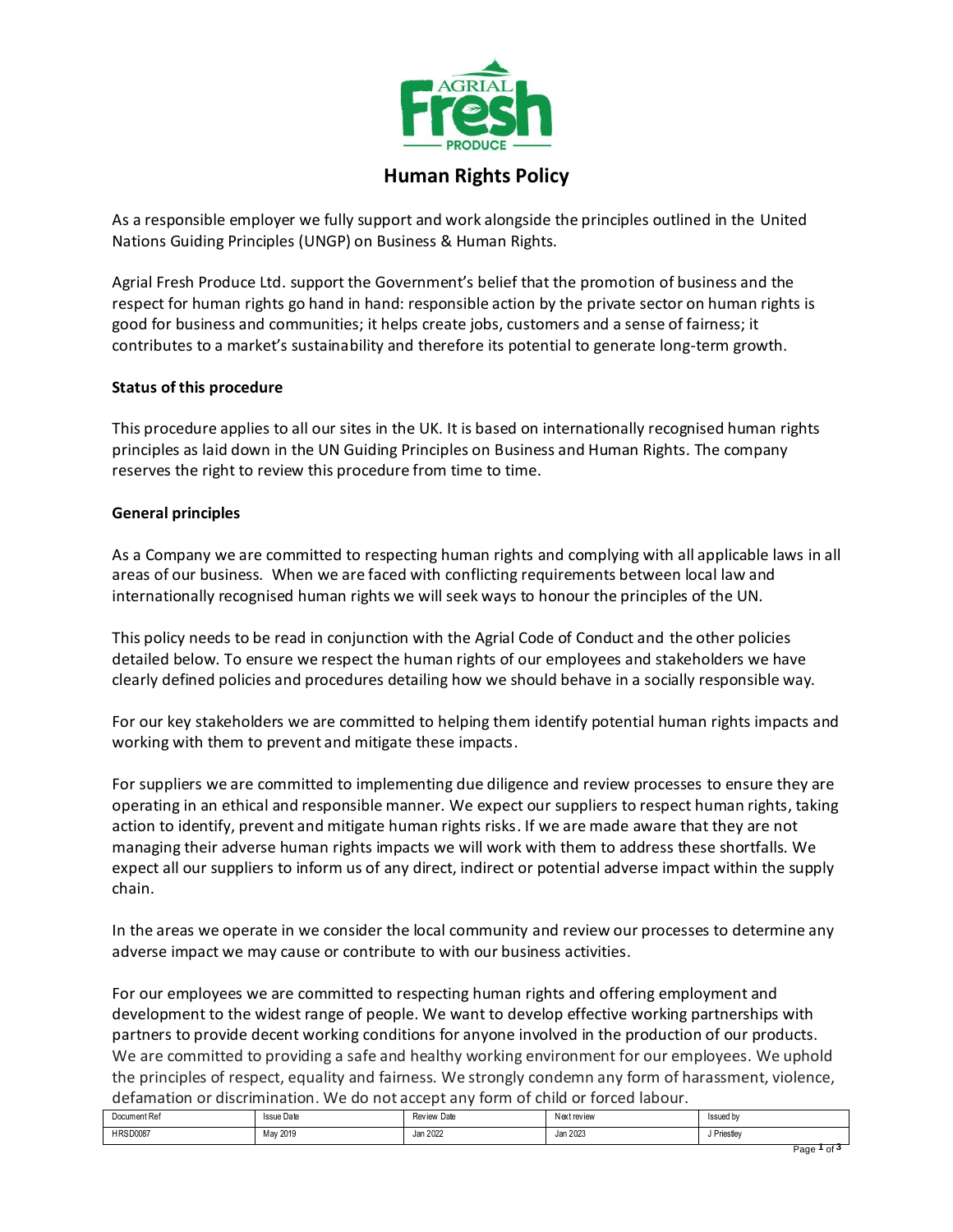# Human Rights Policy

As a responsible employer we fully support and work alongside the principles outlined in the United Nations Guiding Principles (UNGP) on Business & Human Rights.

Agrial Fresh Produce Ltd. support the Government's belief that the promotion of business and the respect for human rights go hand in hand: responsible action by the private sector on human rights is good for business and communities; it helps create jobs, customers and a sense of fairness; it contributes to a market's sustainability and therefore its potential to generate long-term growth.

**Status of this procedure**

This procedure applies to all our sites in the UK. It is based on internationally recognised human rights principles as laid down in the UN Guiding Principles on Business and Human Rights. The company reserves the right to review this procedure from time to time.

**General principles**

As a Company we are committed to respecting human rights and complying with all applicable laws in all areas of our business. When we are faced with conflicting requirements between local law and internationally recognised human rights we will seek ways to honour the principles of the UN.

This policy needs to be read in conjunction with the Agrial Code of Conduct and the other policies detailed below. To ensure we respect the human rights of our employees and stakeholders we have clearly defined policies and procedures detailing how we should behave in a socially responsible way.

For our key stakeholders we are committed to helping them identify potential human rights impacts and working with them to prevent and mitigate these impacts.

For suppliers we are committed to implementing due diligence and review processes to ensure they are operating in an ethical and responsible manner. We expect our suppliers to respect human rights, taking action to identify, prevent and mitigate human rights risks. If we are made aware that they are not managing their adverse human rights impacts we will work with them to address these shortfalls. We expect all our suppliers to inform us of any direct, indirect or potential adverse impact within the supply chain.

In the areas we operate in we consider the local community and review our processes to determine any adverse impact we may cause or contribute to with our business activities.

For our employees we are committed to respecting human rights and offering employment and development to the widest range of people. We want to develop effective working partnerships with partners to provide decent working conditions for anyone involved in the production of our products. We are committed to providing a safe and healthy working environment for our employees. We uphold the principles of respect, equality and fairness. We strongly condemn any form of harassment, violence, defamation or discrimination. We do not accept any form of child or forced labour.

| Document Ref | Issue Date | Review Date | Next review | Issued by |
| --- | --- | --- | --- | --- |
| HRSD0087 | May 2019 | Jan 2022 | Jan 2023 | J Priestley |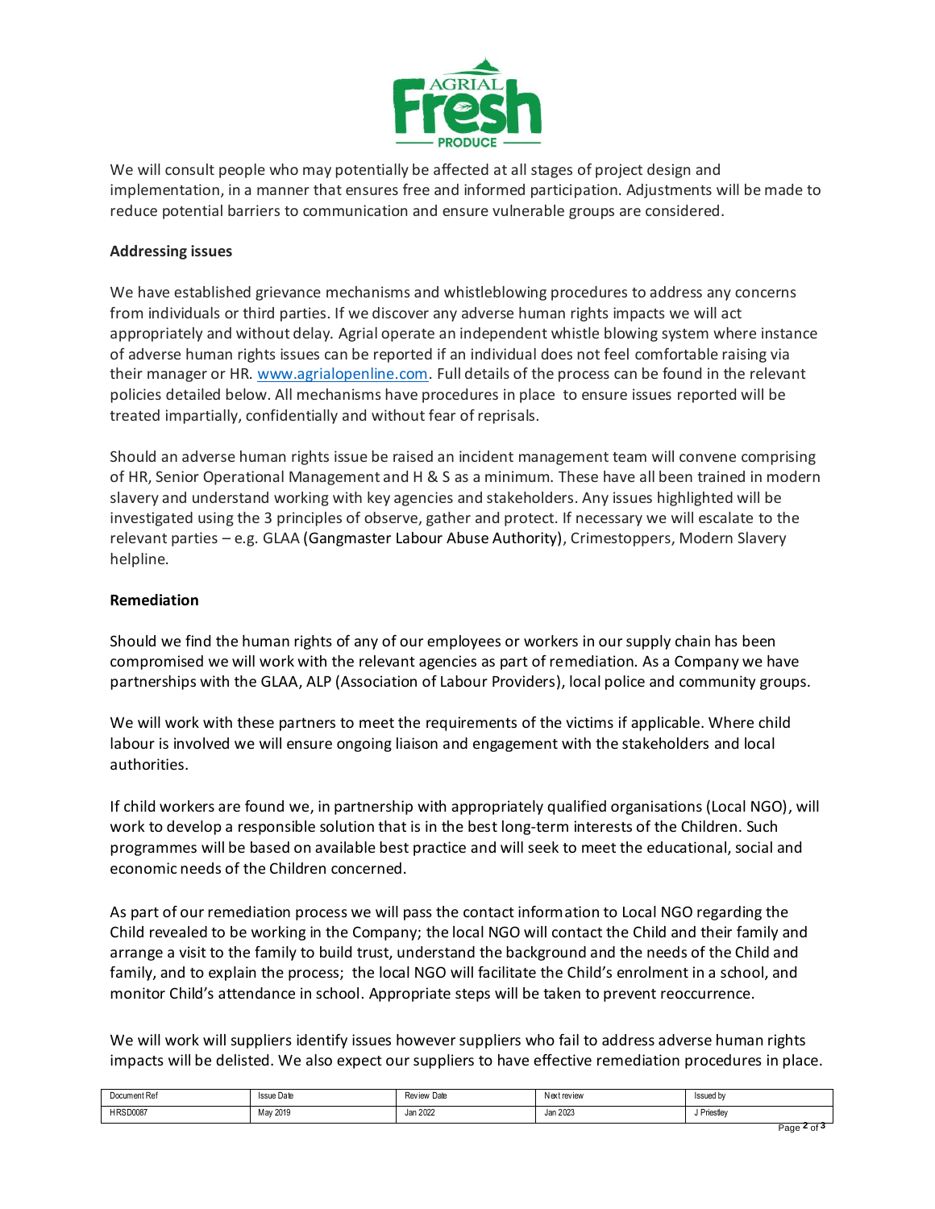We will consult people who may potentially be affected at all stages of project design and implementation, in a manner that ensures free and informed participation. Adjustments will be made to reduce potential barriers to communication and ensure vulnerable groups are considered.

**Addressing issues**

We have established grievance mechanisms and whistleblowing procedures to address any concerns from individuals or third parties. If we discover any adverse human rights impacts we will act appropriately and without delay. Agrial operate an independent whistle blowing system where instance of adverse human rights issues can be reported if an individual does not feel comfortable raising via their manager or HR. www.agrialopenline.com. Full details of the process can be found in the relevant policies detailed below. All mechanisms have procedures in place to ensure issues reported will be treated impartially, confidentially and without fear of reprisals.

Should an adverse human rights issue be raised an incident management team will convene comprising of HR, Senior Operational Management and H & S as a minimum. These have all been trained in modern slavery and understand working with key agencies and stakeholders. Any issues highlighted will be investigated using the 3 principles of observe, gather and protect. If necessary we will escalate to the relevant parties – e.g. GLAA (Gangmaster Labour Abuse Authority), Crimestoppers, Modern Slavery helpline.

**Remediation**

Should we find the human rights of any of our employees or workers in our supply chain has been compromised we will work with the relevant agencies as part of remediation. As a Company we have partnerships with the GLAA, ALP (Association of Labour Providers), local police and community groups.

We will work with these partners to meet the requirements of the victims if applicable. Where child labour is involved we will ensure ongoing liaison and engagement with the stakeholders and local authorities.

If child workers are found we, in partnership with appropriately qualified organisations (Local NGO), will work to develop a responsible solution that is in the best long-term interests of the Children. Such programmes will be based on available best practice and will seek to meet the educational, social and economic needs of the Children concerned.

As part of our remediation process we will pass the contact information to Local NGO regarding the Child revealed to be working in the Company; the local NGO will contact the Child and their family and arrange a visit to the family to build trust, understand the background and the needs of the Child and family, and to explain the process; the local NGO will facilitate the Child's enrolment in a school, and monitor Child's attendance in school. Appropriate steps will be taken to prevent reoccurrence.

We will work will suppliers identify issues however suppliers who fail to address adverse human rights impacts will be delisted. We also expect our suppliers to have effective remediation procedures in place.

| Document Ref | Issue Date | Review Date | Next review | Issued by |
|---|---|---|---|---|
| HRSD0087 | May 2019 | Jan 2022 | Jan 2023 | J Priestley |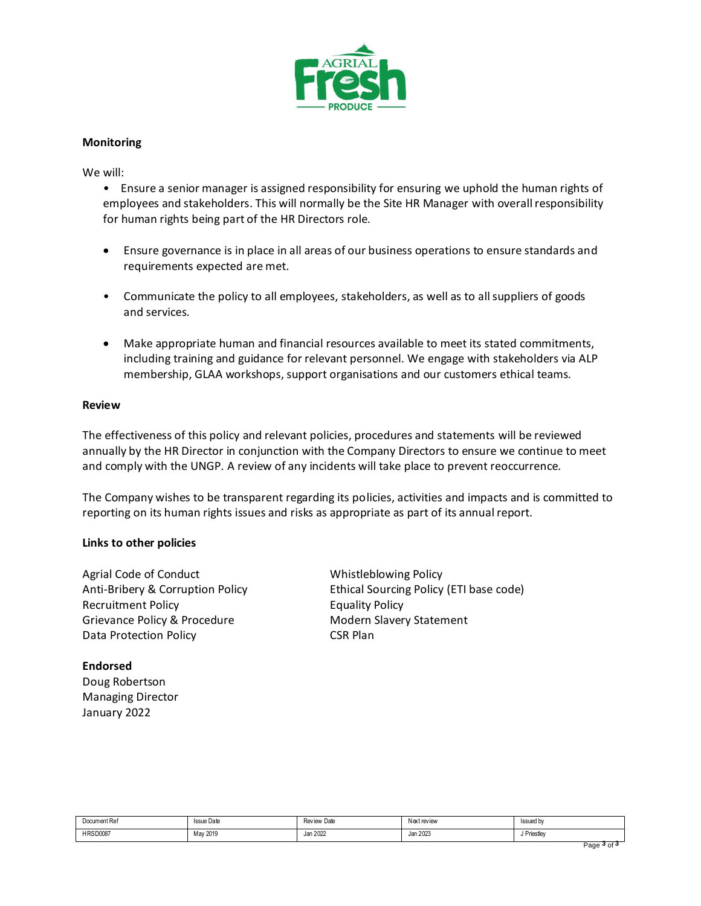## Monitoring

We will:

- Ensure a senior manager is assigned responsibility for ensuring we uphold the human rights of employees and stakeholders. This will normally be the Site HR Manager with overall responsibility for human rights being part of the HR Directors role.
- Ensure governance is in place in all areas of our business operations to ensure standards and requirements expected are met.
- Communicate the policy to all employees, stakeholders, as well as to all suppliers of goods and services.
- Make appropriate human and financial resources available to meet its stated commitments, including training and guidance for relevant personnel. We engage with stakeholders via ALP membership, GLAA workshops, support organisations and our customers ethical teams.

## Review

The effectiveness of this policy and relevant policies, procedures and statements will be reviewed annually by the HR Director in conjunction with the Company Directors to ensure we continue to meet and comply with the UNGP. A review of any incidents will take place to prevent reoccurrence.

The Company wishes to be transparent regarding its policies, activities and impacts and is committed to reporting on its human rights issues and risks as appropriate as part of its annual report.

## Links to other policies

Agrial Code of Conduct
Anti-Bribery & Corruption Policy
Recruitment Policy
Grievance Policy & Procedure
Data Protection Policy
Whistleblowing Policy
Ethical Sourcing Policy (ETI base code)
Equality Policy
Modern Slavery Statement
CSR Plan

**Endorsed**
Doug Robertson
Managing Director
January 2022